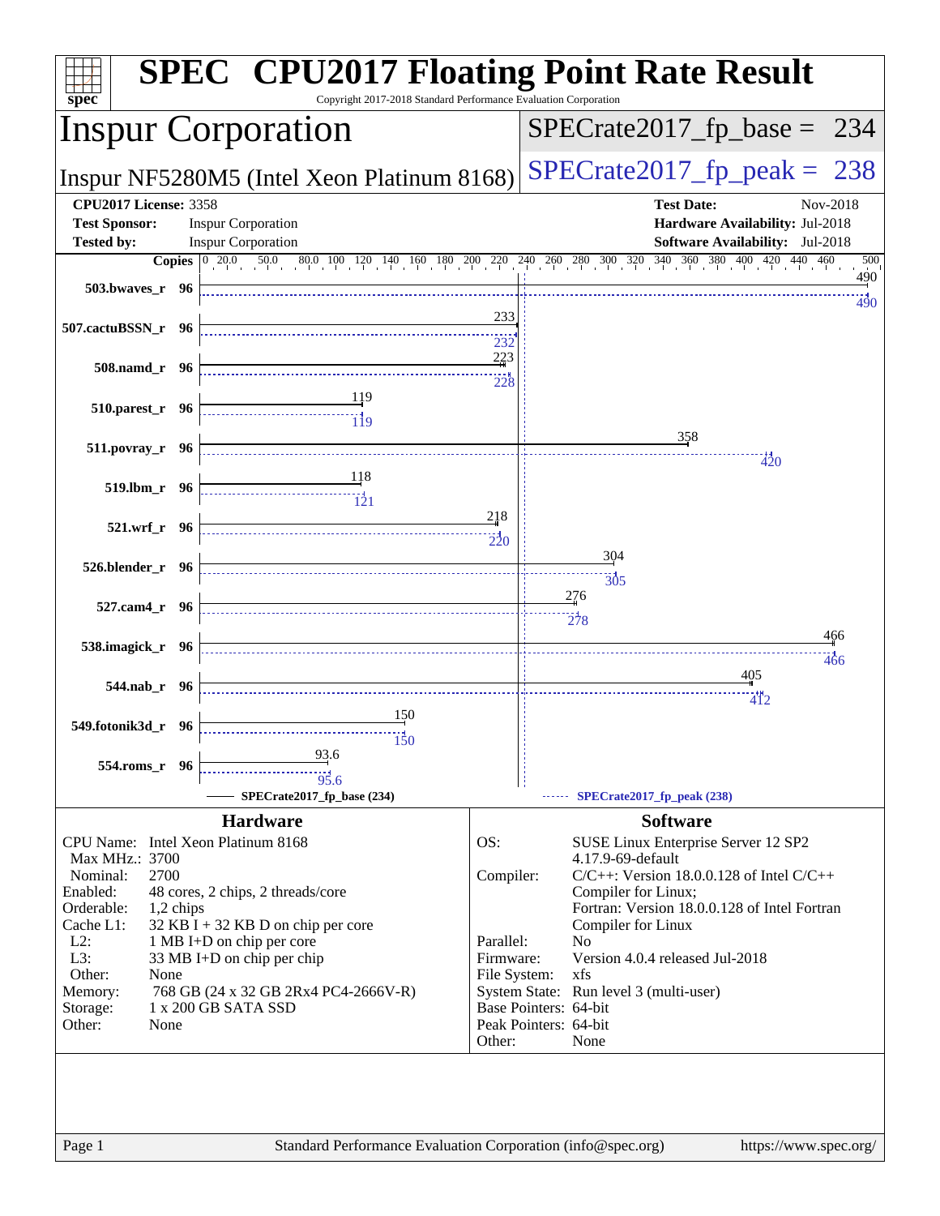# SPEC CPU2017 Floating Point Rate Result

Copyright 2017-2018 Standard Performance Evaluation Corporation

## Inspur Corporation

**Inspur NF5280M5 (Intel Xeon Platinum 8168)**

SPECrate2017_fp_base = 234

SPECrate2017_fp_peak = 238

| | | | |
|---|---|---|---|
| **CPU2017 License:** | 3358 | **Test Date:** | Nov-2018 |
| **Test Sponsor:** | Inspur Corporation | **Hardware Availability:** | Jul-2018 |
| **Tested by:** | Inspur Corporation | **Software Availability:** | Jul-2018 |

| Benchmark | Copies | Base | Peak |
|---|---|---|---|
| 503.bwaves_r | 96 | 490 | 490 |
| 507.cactuBSSN_r | 96 | 233 | 232 |
| 508.namd_r | 96 | 223 | 228 |
| 510.parest_r | 96 | 119 | 119 |
| 511.povray_r | 96 | 358 | 420 |
| 519.lbm_r | 96 | 118 | 121 |
| 521.wrf_r | 96 | 218 | 220 |
| 526.blender_r | 96 | 304 | 305 |
| 527.cam4_r | 96 | 276 | 278 |
| 538.imagick_r | 96 | 466 | 466 |
| 544.nab_r | 96 | 405 | 412 |
| 549.fotonik3d_r | 96 | 150 | 150 |
| 554.roms_r | 96 | 93.6 | 95.6 |

SPECrate2017_fp_base (234) — SPECrate2017_fp_peak (238)

### Hardware

| | |
|---|---|
| CPU Name: | Intel Xeon Platinum 8168 |
| Max MHz.: | 3700 |
| Nominal: | 2700 |
| Enabled: | 48 cores, 2 chips, 2 threads/core |
| Orderable: | 1,2 chips |
| Cache L1: | 32 KB I + 32 KB D on chip per core |
| L2: | 1 MB I+D on chip per core |
| L3: | 33 MB I+D on chip per chip |
| Other: | None |
| Memory: | 768 GB (24 x 32 GB 2Rx4 PC4-2666V-R) |
| Storage: | 1 x 200 GB SATA SSD |
| Other: | None |

### Software

| | |
|---|---|
| OS: | SUSE Linux Enterprise Server 12 SP2 4.17.9-69-default |
| Compiler: | C/C++: Version 18.0.0.128 of Intel C/C++ Compiler for Linux; Fortran: Version 18.0.0.128 of Intel Fortran Compiler for Linux |
| Parallel: | No |
| Firmware: | Version 4.0.4 released Jul-2018 |
| File System: | xfs |
| System State: | Run level 3 (multi-user) |
| Base Pointers: | 64-bit |
| Peak Pointers: | 64-bit |
| Other: | None |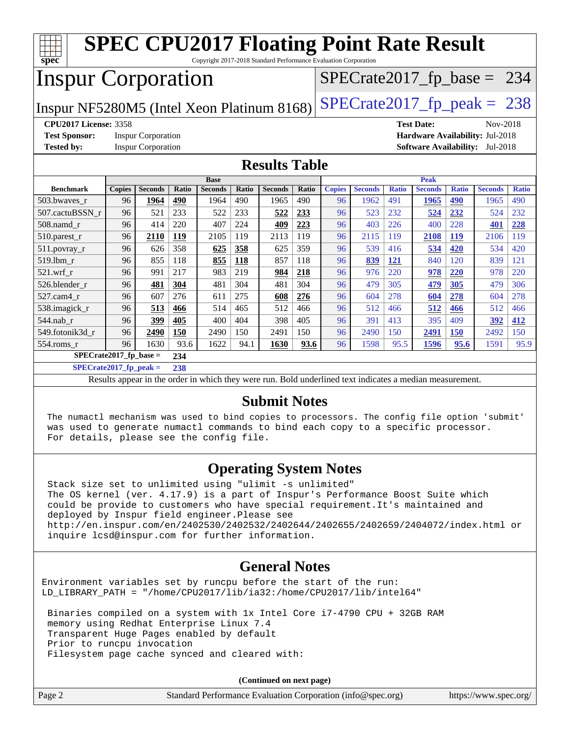# SPEC CPU2017 Floating Point Rate Result

Copyright 2017-2018 Standard Performance Evaluation Corporation

# Inspur Corporation

Inspur NF5280M5 (Intel Xeon Platinum 8168)

SPECrate2017_fp_base = 234

SPECrate2017_fp_peak = 238

**CPU2017 License:** 3358
**Test Sponsor:** Inspur Corporation
**Tested by:** Inspur Corporation

**Test Date:** Nov-2018
**Hardware Availability:** Jul-2018
**Software Availability:** Jul-2018

## Results Table

| | Base | | | | | | | Peak | | | | | | |
|---|---|---|---|---|---|---|---|---|---|---|---|---|---|---|
| **Benchmark** | **Copies** | **Seconds** | **Ratio** | **Seconds** | **Ratio** | **Seconds** | **Ratio** | **Copies** | **Seconds** | **Ratio** | **Seconds** | **Ratio** | **Seconds** | **Ratio** |
| 503.bwaves_r | 96 | **1964** | **490** | 1964 | 490 | 1965 | 490 | 96 | 1962 | 491 | **1965** | **490** | 1965 | 490 |
| 507.cactuBSSN_r | 96 | 521 | 233 | 522 | 233 | **522** | **233** | 96 | 523 | 232 | **524** | **232** | 524 | 232 |
| 508.namd_r | 96 | 414 | 220 | 407 | 224 | **409** | **223** | 96 | 403 | 226 | 400 | 228 | **401** | **228** |
| 510.parest_r | 96 | **2110** | **119** | 2105 | 119 | 2113 | 119 | 96 | 2115 | 119 | **2108** | **119** | 2106 | 119 |
| 511.povray_r | 96 | 626 | 358 | **625** | **358** | 625 | 359 | 96 | 539 | 416 | **534** | **420** | 534 | 420 |
| 519.lbm_r | 96 | 855 | 118 | **855** | **118** | 857 | 118 | 96 | **839** | **121** | 840 | 120 | 839 | 121 |
| 521.wrf_r | 96 | 991 | 217 | 983 | 219 | **984** | **218** | 96 | 976 | 220 | **978** | **220** | 978 | 220 |
| 526.blender_r | 96 | **481** | **304** | 481 | 304 | 481 | 304 | 96 | 479 | 305 | **479** | **305** | 479 | 306 |
| 527.cam4_r | 96 | 607 | 276 | 611 | 275 | **608** | **276** | 96 | 604 | 278 | **604** | **278** | 604 | 278 |
| 538.imagick_r | 96 | **513** | **466** | 514 | 465 | 512 | 466 | 96 | 512 | 466 | **512** | **466** | 512 | 466 |
| 544.nab_r | 96 | **399** | **405** | 400 | 404 | 398 | 405 | 96 | 391 | 413 | 395 | 409 | **392** | **412** |
| 549.fotonik3d_r | 96 | **2490** | **150** | 2490 | 150 | 2491 | 150 | 96 | 2490 | 150 | **2491** | **150** | 2492 | 150 |
| 554.roms_r | 96 | 1630 | 93.6 | 1622 | 94.1 | **1630** | **93.6** | 96 | 1598 | 95.5 | **1596** | **95.6** | 1591 | 95.9 |

**SPECrate2017_fp_base =** **234**

**SPECrate2017_fp_peak =** **238**

Results appear in the order in which they were run. Bold underlined text indicates a median measurement.

## Submit Notes

```
The numactl mechanism was used to bind copies to processors. The config file option 'submit'
was used to generate numactl commands to bind each copy to a specific processor.
For details, please see the config file.
```

## Operating System Notes

```
Stack size set to unlimited using "ulimit -s unlimited"
The OS kernel (ver. 4.17.9) is a part of Inspur's Performance Boost Suite which
could be provide to customers who have special requirement.It's maintained and
deployed by Inspur field engineer.Please see
http://en.inspur.com/en/2402530/2402532/2402644/2402655/2402659/2404072/index.html or
inquire lcsd@inspur.com for further information.
```

## General Notes

```
Environment variables set by runcpu before the start of the run:
LD_LIBRARY_PATH = "/home/CPU2017/lib/ia32:/home/CPU2017/lib/intel64"

 Binaries compiled on a system with 1x Intel Core i7-4790 CPU + 32GB RAM
 memory using Redhat Enterprise Linux 7.4
 Transparent Huge Pages enabled by default
 Prior to runcpu invocation
 Filesystem page cache synced and cleared with:
```

(Continued on next page)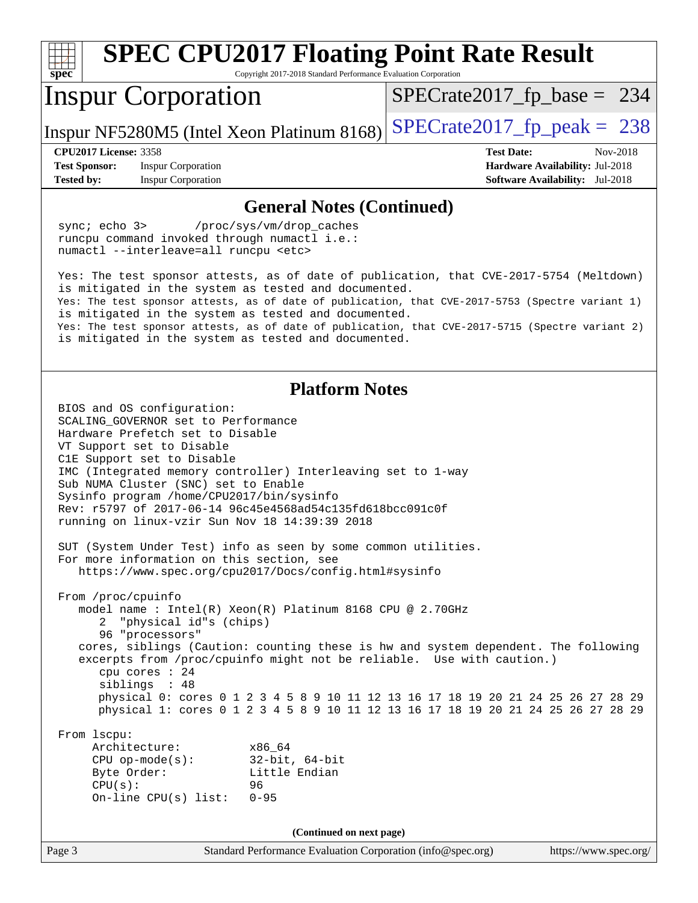# SPEC CPU2017 Floating Point Rate Result

Copyright 2017-2018 Standard Performance Evaluation Corporation

## Inspur Corporation

Inspur NF5280M5 (Intel Xeon Platinum 8168)

SPECrate2017_fp_base = 234

SPECrate2017_fp_peak = 238

**CPU2017 License:** 3358
**Test Sponsor:** Inspur Corporation
**Tested by:** Inspur Corporation

**Test Date:** Nov-2018
**Hardware Availability:** Jul-2018
**Software Availability:** Jul-2018

### General Notes (Continued)

```
sync; echo 3>       /proc/sys/vm/drop_caches
runcpu command invoked through numactl i.e.:
numactl --interleave=all runcpu <etc>

Yes: The test sponsor attests, as of date of publication, that CVE-2017-5754 (Meltdown)
is mitigated in the system as tested and documented.
Yes: The test sponsor attests, as of date of publication, that CVE-2017-5753 (Spectre variant 1)
is mitigated in the system as tested and documented.
Yes: The test sponsor attests, as of date of publication, that CVE-2017-5715 (Spectre variant 2)
is mitigated in the system as tested and documented.
```

### Platform Notes

```
BIOS and OS configuration:
SCALING_GOVERNOR set to Performance
Hardware Prefetch set to Disable
VT Support set to Disable
C1E Support set to Disable
IMC (Integrated memory controller) Interleaving set to 1-way
Sub NUMA Cluster (SNC) set to Enable
Sysinfo program /home/CPU2017/bin/sysinfo
Rev: r5797 of 2017-06-14 96c45e4568ad54c135fd618bcc091c0f
running on linux-vzir Sun Nov 18 14:39:39 2018

SUT (System Under Test) info as seen by some common utilities.
For more information on this section, see
   https://www.spec.org/cpu2017/Docs/config.html#sysinfo

From /proc/cpuinfo
   model name : Intel(R) Xeon(R) Platinum 8168 CPU @ 2.70GHz
      2  "physical id"s (chips)
      96 "processors"
   cores, siblings (Caution: counting these is hw and system dependent. The following
   excerpts from /proc/cpuinfo might not be reliable.  Use with caution.)
      cpu cores : 24
      siblings  : 48
      physical 0: cores 0 1 2 3 4 5 8 9 10 11 12 13 16 17 18 19 20 21 24 25 26 27 28 29
      physical 1: cores 0 1 2 3 4 5 8 9 10 11 12 13 16 17 18 19 20 21 24 25 26 27 28 29

From lscpu:
     Architecture:          x86_64
     CPU op-mode(s):        32-bit, 64-bit
     Byte Order:            Little Endian
     CPU(s):                96
     On-line CPU(s) list:   0-95
```

**(Continued on next page)**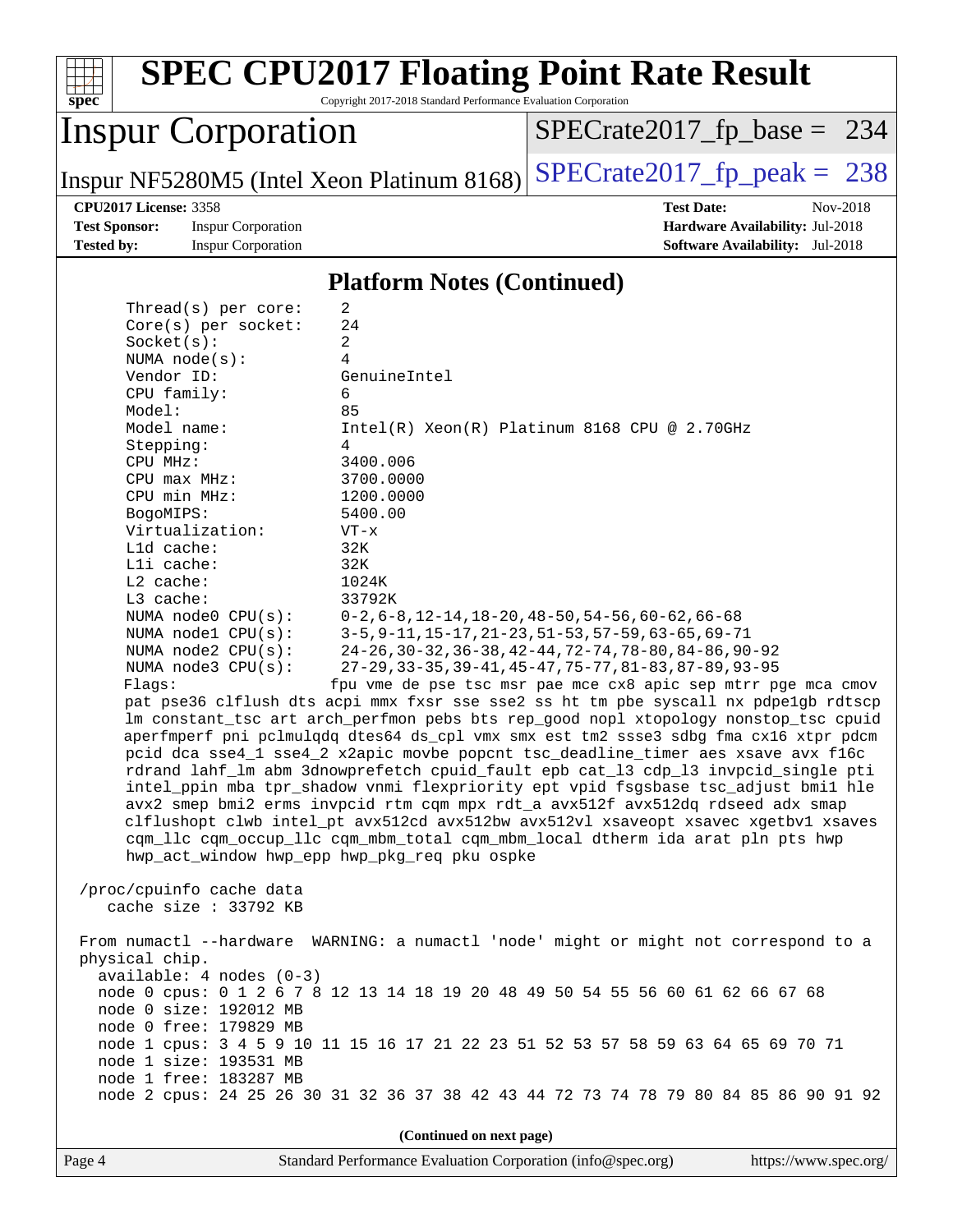# SPEC CPU2017 Floating Point Rate Result

Copyright 2017-2018 Standard Performance Evaluation Corporation

## Inspur Corporation

Inspur NF5280M5 (Intel Xeon Platinum 8168)

SPECrate2017_fp_base = 234

SPECrate2017_fp_peak = 238

**CPU2017 License:** 3358
**Test Sponsor:** Inspur Corporation
**Tested by:** Inspur Corporation

**Test Date:** Nov-2018
**Hardware Availability:** Jul-2018
**Software Availability:** Jul-2018

### Platform Notes (Continued)

```
    Thread(s) per core:    2
    Core(s) per socket:    24
    Socket(s):             2
    NUMA node(s):          4
    Vendor ID:             GenuineIntel
    CPU family:            6
    Model:                 85
    Model name:            Intel(R) Xeon(R) Platinum 8168 CPU @ 2.70GHz
    Stepping:              4
    CPU MHz:               3400.006
    CPU max MHz:           3700.0000
    CPU min MHz:           1200.0000
    BogoMIPS:              5400.00
    Virtualization:        VT-x
    L1d cache:             32K
    L1i cache:             32K
    L2 cache:              1024K
    L3 cache:              33792K
    NUMA node0 CPU(s):     0-2,6-8,12-14,18-20,48-50,54-56,60-62,66-68
    NUMA node1 CPU(s):     3-5,9-11,15-17,21-23,51-53,57-59,63-65,69-71
    NUMA node2 CPU(s):     24-26,30-32,36-38,42-44,72-74,78-80,84-86,90-92
    NUMA node3 CPU(s):     27-29,33-35,39-41,45-47,75-77,81-83,87-89,93-95
    Flags:                 fpu vme de pse tsc msr pae mce cx8 apic sep mtrr pge mca cmov
    pat pse36 clflush dts acpi mmx fxsr sse sse2 ss ht tm pbe syscall nx pdpe1gb rdtscp
    lm constant_tsc art arch_perfmon pebs bts rep_good nopl xtopology nonstop_tsc cpuid
    aperfmperf pni pclmulqdq dtes64 ds_cpl vmx smx est tm2 ssse3 sdbg fma cx16 xtpr pdcm
    pcid dca sse4_1 sse4_2 x2apic movbe popcnt tsc_deadline_timer aes xsave avx f16c
    rdrand lahf_lm abm 3dnowprefetch cpuid_fault epb cat_l3 cdp_l3 invpcid_single pti
    intel_ppin mba tpr_shadow vnmi flexpriority ept vpid fsgsbase tsc_adjust bmi1 hle
    avx2 smep bmi2 erms invpcid rtm cqm mpx rdt_a avx512f avx512dq rdseed adx smap
    clflushopt clwb intel_pt avx512cd avx512bw avx512vl xsaveopt xsavec xgetbv1 xsaves
    cqm_llc cqm_occup_llc cqm_mbm_total cqm_mbm_local dtherm ida arat pln pts hwp
    hwp_act_window hwp_epp hwp_pkg_req pku ospke

 /proc/cpuinfo cache data
    cache size : 33792 KB

 From numactl --hardware  WARNING: a numactl 'node' might or might not correspond to a
 physical chip.
   available: 4 nodes (0-3)
   node 0 cpus: 0 1 2 6 7 8 12 13 14 18 19 20 48 49 50 54 55 56 60 61 62 66 67 68
   node 0 size: 192012 MB
   node 0 free: 179829 MB
   node 1 cpus: 3 4 5 9 10 11 15 16 17 21 22 23 51 52 53 57 58 59 63 64 65 69 70 71
   node 1 size: 193531 MB
   node 1 free: 183287 MB
   node 2 cpus: 24 25 26 30 31 32 36 37 38 42 43 44 72 73 74 78 79 80 84 85 86 90 91 92
```

(Continued on next page)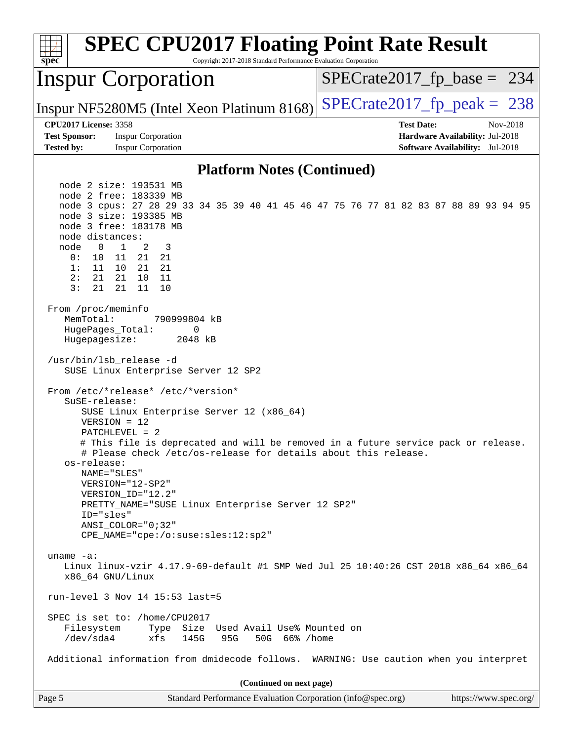## Platform Notes (Continued)

```
   node 2 size: 193531 MB
   node 2 free: 183339 MB
   node 3 cpus: 27 28 29 33 34 35 39 40 41 45 46 47 75 76 77 81 82 83 87 88 89 93 94 95
   node 3 size: 193385 MB
   node 3 free: 183178 MB
   node distances:
   node   0   1   2   3
     0:  10  11  21  21
     1:  11  10  21  21
     2:  21  21  10  11
     3:  21  21  11  10

 From /proc/meminfo
    MemTotal:       790999804 kB
    HugePages_Total:       0
    Hugepagesize:       2048 kB

 /usr/bin/lsb_release -d
    SUSE Linux Enterprise Server 12 SP2

 From /etc/*release* /etc/*version*
    SuSE-release:
       SUSE Linux Enterprise Server 12 (x86_64)
       VERSION = 12
       PATCHLEVEL = 2
       # This file is deprecated and will be removed in a future service pack or release.
       # Please check /etc/os-release for details about this release.
    os-release:
       NAME="SLES"
       VERSION="12-SP2"
       VERSION_ID="12.2"
       PRETTY_NAME="SUSE Linux Enterprise Server 12 SP2"
       ID="sles"
       ANSI_COLOR="0;32"
       CPE_NAME="cpe:/o:suse:sles:12:sp2"

 uname -a:
    Linux linux-vzir 4.17.9-69-default #1 SMP Wed Jul 25 10:40:26 CST 2018 x86_64 x86_64
    x86_64 GNU/Linux

 run-level 3 Nov 14 15:53 last=5

 SPEC is set to: /home/CPU2017
    Filesystem     Type  Size  Used Avail Use% Mounted on
    /dev/sda4      xfs   145G   95G   50G  66% /home

 Additional information from dmidecode follows.  WARNING: Use caution when you interpret
```

(Continued on next page)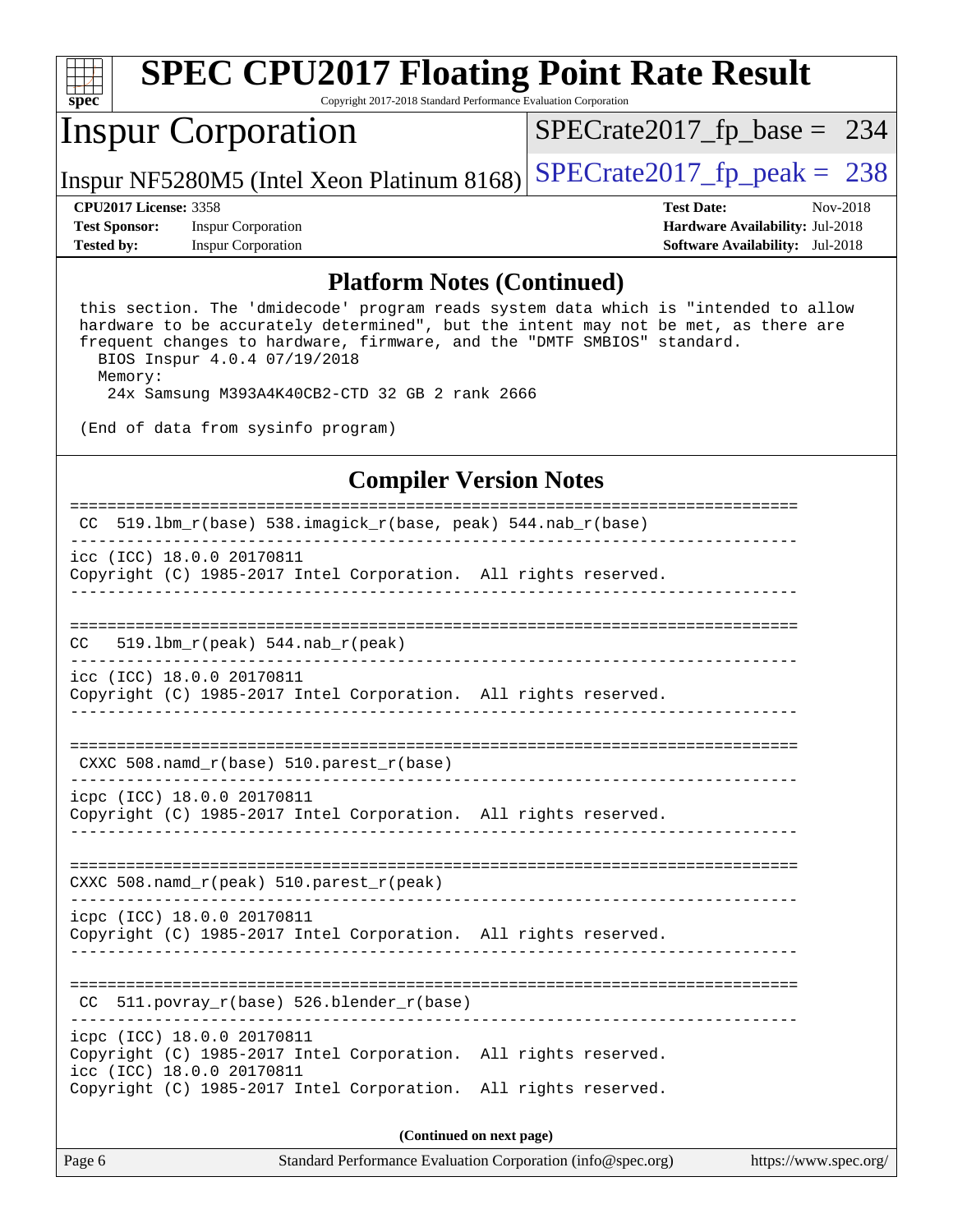# SPEC CPU2017 Floating Point Rate Result

Copyright 2017-2018 Standard Performance Evaluation Corporation

**Inspur Corporation**

Inspur NF5280M5 (Intel Xeon Platinum 8168)

SPECrate2017_fp_base = 234

SPECrate2017_fp_peak = 238

**CPU2017 License:** 3358
**Test Sponsor:** Inspur Corporation
**Tested by:** Inspur Corporation

**Test Date:** Nov-2018
**Hardware Availability:** Jul-2018
**Software Availability:** Jul-2018

## Platform Notes (Continued)

```
 this section. The 'dmidecode' program reads system data which is "intended to allow
 hardware to be accurately determined", but the intent may not be met, as there are
 frequent changes to hardware, firmware, and the "DMTF SMBIOS" standard.
   BIOS Inspur 4.0.4 07/19/2018
   Memory:
    24x Samsung M393A4K40CB2-CTD 32 GB 2 rank 2666

 (End of data from sysinfo program)
```

## Compiler Version Notes

```
==============================================================================
 CC  519.lbm_r(base) 538.imagick_r(base, peak) 544.nab_r(base)
------------------------------------------------------------------------------
icc (ICC) 18.0.0 20170811
Copyright (C) 1985-2017 Intel Corporation.  All rights reserved.
------------------------------------------------------------------------------

==============================================================================
CC   519.lbm_r(peak) 544.nab_r(peak)
------------------------------------------------------------------------------
icc (ICC) 18.0.0 20170811
Copyright (C) 1985-2017 Intel Corporation.  All rights reserved.
------------------------------------------------------------------------------

==============================================================================
 CXXC 508.namd_r(base) 510.parest_r(base)
------------------------------------------------------------------------------
icpc (ICC) 18.0.0 20170811
Copyright (C) 1985-2017 Intel Corporation.  All rights reserved.
------------------------------------------------------------------------------

==============================================================================
CXXC 508.namd_r(peak) 510.parest_r(peak)
------------------------------------------------------------------------------
icpc (ICC) 18.0.0 20170811
Copyright (C) 1985-2017 Intel Corporation.  All rights reserved.
------------------------------------------------------------------------------

==============================================================================
 CC  511.povray_r(base) 526.blender_r(base)
------------------------------------------------------------------------------
icpc (ICC) 18.0.0 20170811
Copyright (C) 1985-2017 Intel Corporation.  All rights reserved.
icc (ICC) 18.0.0 20170811
Copyright (C) 1985-2017 Intel Corporation.  All rights reserved.
```

**(Continued on next page)**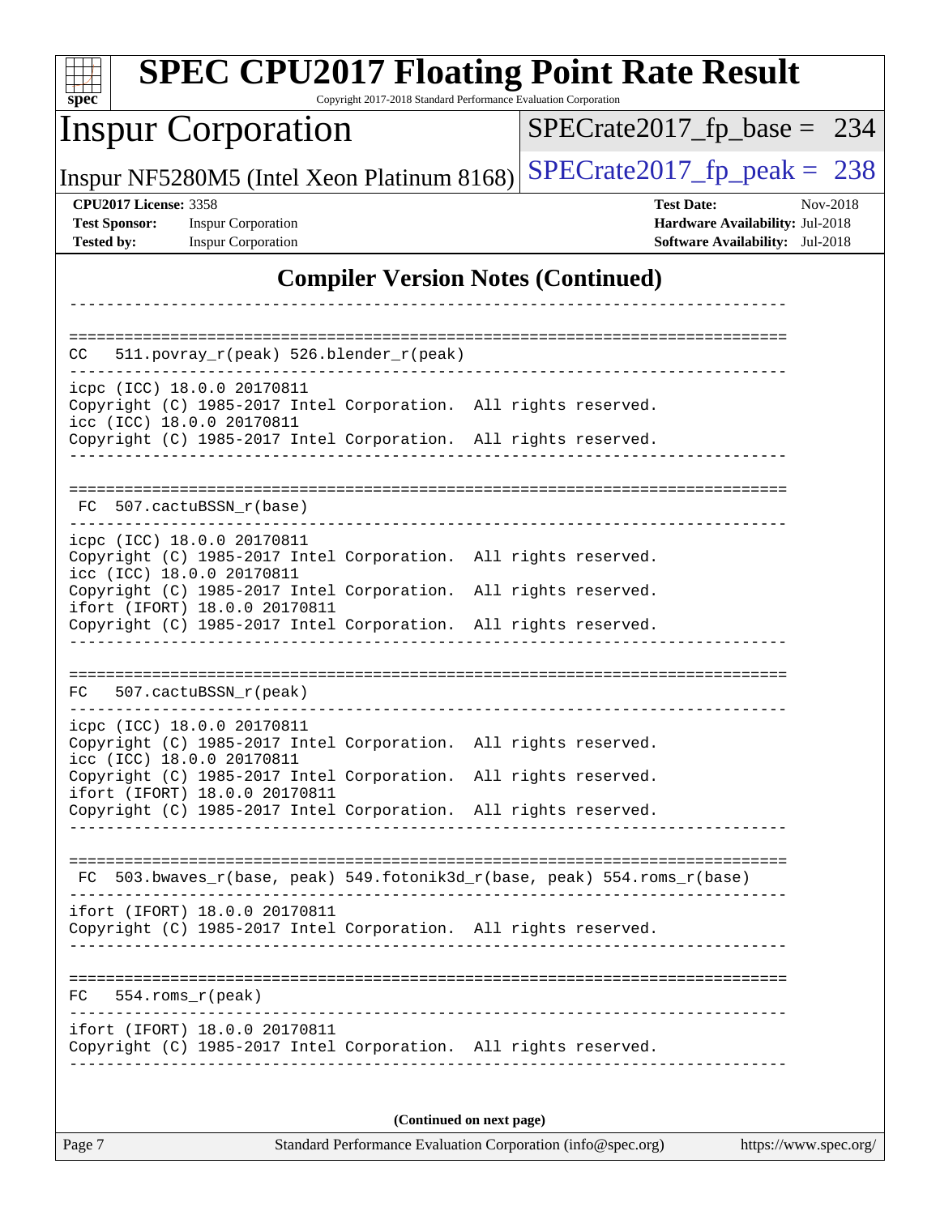## Compiler Version Notes (Continued)

```
------------------------------------------------------------------------------

==============================================================================
CC   511.povray_r(peak) 526.blender_r(peak)
------------------------------------------------------------------------------
icpc (ICC) 18.0.0 20170811
Copyright (C) 1985-2017 Intel Corporation.  All rights reserved.
icc (ICC) 18.0.0 20170811
Copyright (C) 1985-2017 Intel Corporation.  All rights reserved.
------------------------------------------------------------------------------

==============================================================================
 FC  507.cactuBSSN_r(base)
------------------------------------------------------------------------------
icpc (ICC) 18.0.0 20170811
Copyright (C) 1985-2017 Intel Corporation.  All rights reserved.
icc (ICC) 18.0.0 20170811
Copyright (C) 1985-2017 Intel Corporation.  All rights reserved.
ifort (IFORT) 18.0.0 20170811
Copyright (C) 1985-2017 Intel Corporation.  All rights reserved.
------------------------------------------------------------------------------

==============================================================================
FC   507.cactuBSSN_r(peak)
------------------------------------------------------------------------------
icpc (ICC) 18.0.0 20170811
Copyright (C) 1985-2017 Intel Corporation.  All rights reserved.
icc (ICC) 18.0.0 20170811
Copyright (C) 1985-2017 Intel Corporation.  All rights reserved.
ifort (IFORT) 18.0.0 20170811
Copyright (C) 1985-2017 Intel Corporation.  All rights reserved.
------------------------------------------------------------------------------

==============================================================================
 FC  503.bwaves_r(base, peak) 549.fotonik3d_r(base, peak) 554.roms_r(base)
------------------------------------------------------------------------------
ifort (IFORT) 18.0.0 20170811
Copyright (C) 1985-2017 Intel Corporation.  All rights reserved.
------------------------------------------------------------------------------

==============================================================================
FC   554.roms_r(peak)
------------------------------------------------------------------------------
ifort (IFORT) 18.0.0 20170811
Copyright (C) 1985-2017 Intel Corporation.  All rights reserved.
------------------------------------------------------------------------------
```

**(Continued on next page)**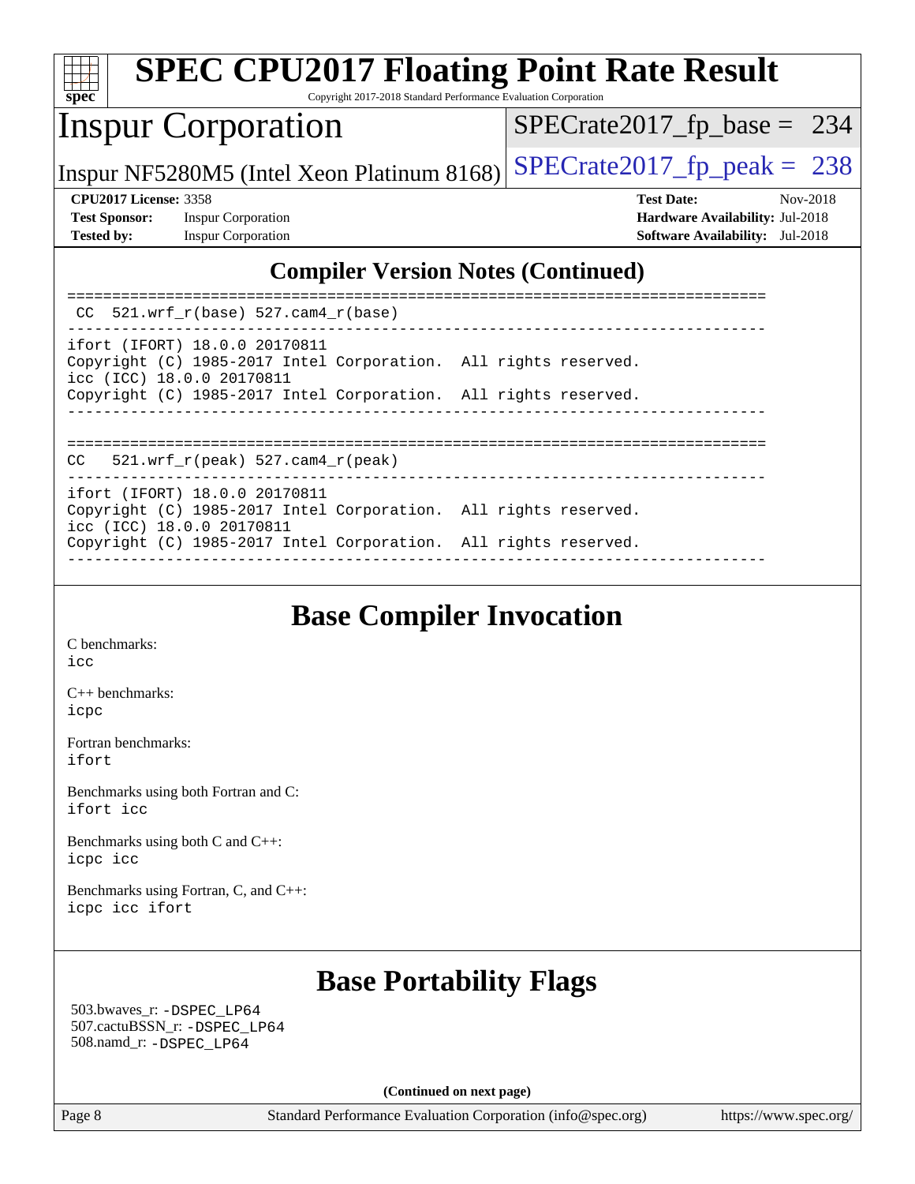## Compiler Version Notes (Continued)

```
==============================================================================
 CC  521.wrf_r(base) 527.cam4_r(base)
------------------------------------------------------------------------------
ifort (IFORT) 18.0.0 20170811
Copyright (C) 1985-2017 Intel Corporation.  All rights reserved.
icc (ICC) 18.0.0 20170811
Copyright (C) 1985-2017 Intel Corporation.  All rights reserved.
------------------------------------------------------------------------------

==============================================================================
CC   521.wrf_r(peak) 527.cam4_r(peak)
------------------------------------------------------------------------------
ifort (IFORT) 18.0.0 20170811
Copyright (C) 1985-2017 Intel Corporation.  All rights reserved.
icc (ICC) 18.0.0 20170811
Copyright (C) 1985-2017 Intel Corporation.  All rights reserved.
------------------------------------------------------------------------------
```

## Base Compiler Invocation

C benchmarks:
icc

C++ benchmarks:
icpc

Fortran benchmarks:
ifort

Benchmarks using both Fortran and C:
ifort icc

Benchmarks using both C and C++:
icpc icc

Benchmarks using Fortran, C, and C++:
icpc icc ifort

## Base Portability Flags

503.bwaves_r: -DSPEC_LP64
507.cactuBSSN_r: -DSPEC_LP64
508.namd_r: -DSPEC_LP64

(Continued on next page)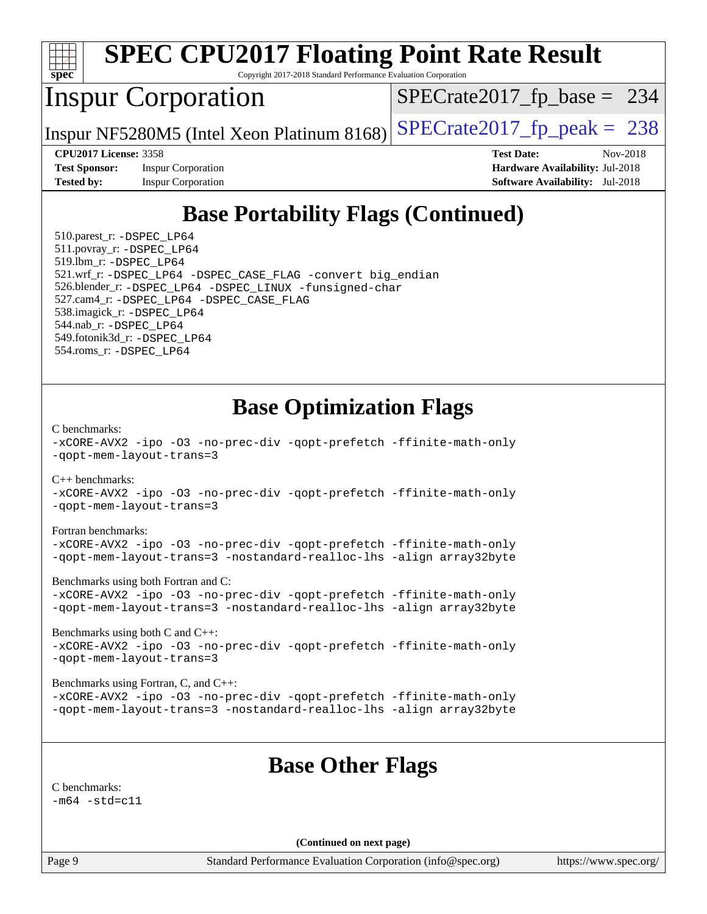## Base Portability Flags (Continued)

510.parest_r: -DSPEC_LP64
511.povray_r: -DSPEC_LP64
519.lbm_r: -DSPEC_LP64
521.wrf_r: -DSPEC_LP64 -DSPEC_CASE_FLAG -convert big_endian
526.blender_r: -DSPEC_LP64 -DSPEC_LINUX -funsigned-char
527.cam4_r: -DSPEC_LP64 -DSPEC_CASE_FLAG
538.imagick_r: -DSPEC_LP64
544.nab_r: -DSPEC_LP64
549.fotonik3d_r: -DSPEC_LP64
554.roms_r: -DSPEC_LP64

## Base Optimization Flags

C benchmarks:
-xCORE-AVX2 -ipo -O3 -no-prec-div -qopt-prefetch -ffinite-math-only
-qopt-mem-layout-trans=3

C++ benchmarks:
-xCORE-AVX2 -ipo -O3 -no-prec-div -qopt-prefetch -ffinite-math-only
-qopt-mem-layout-trans=3

Fortran benchmarks:
-xCORE-AVX2 -ipo -O3 -no-prec-div -qopt-prefetch -ffinite-math-only
-qopt-mem-layout-trans=3 -nostandard-realloc-lhs -align array32byte

Benchmarks using both Fortran and C:
-xCORE-AVX2 -ipo -O3 -no-prec-div -qopt-prefetch -ffinite-math-only
-qopt-mem-layout-trans=3 -nostandard-realloc-lhs -align array32byte

Benchmarks using both C and C++:
-xCORE-AVX2 -ipo -O3 -no-prec-div -qopt-prefetch -ffinite-math-only
-qopt-mem-layout-trans=3

Benchmarks using Fortran, C, and C++:
-xCORE-AVX2 -ipo -O3 -no-prec-div -qopt-prefetch -ffinite-math-only
-qopt-mem-layout-trans=3 -nostandard-realloc-lhs -align array32byte

## Base Other Flags

C benchmarks:
-m64 -std=c11

**(Continued on next page)**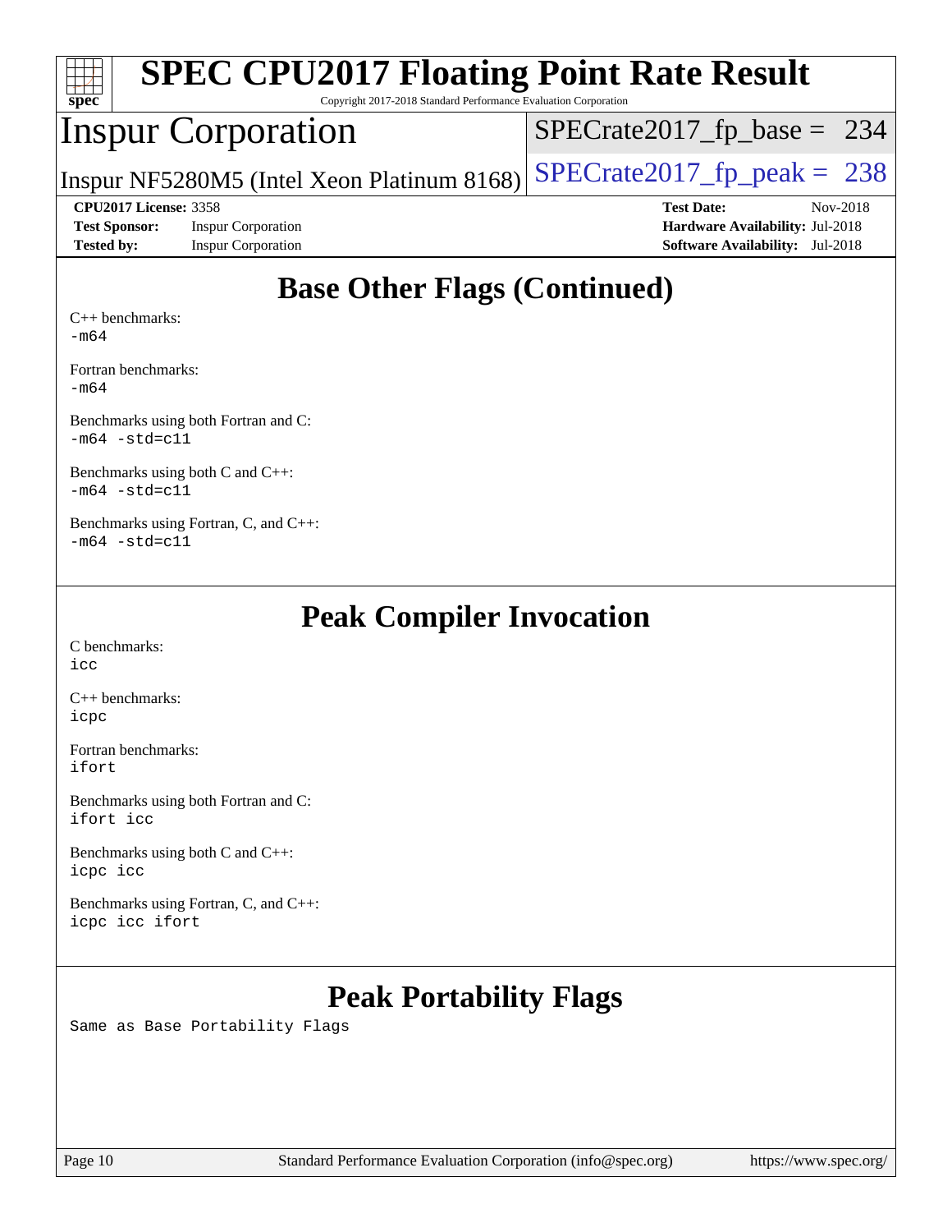# SPEC CPU2017 Floating Point Rate Result

Copyright 2017-2018 Standard Performance Evaluation Corporation

## Inspur Corporation

Inspur NF5280M5 (Intel Xeon Platinum 8168)

SPECrate2017_fp_base = 234

SPECrate2017_fp_peak = 238

**CPU2017 License:** 3358
**Test Sponsor:** Inspur Corporation
**Tested by:** Inspur Corporation

**Test Date:** Nov-2018
**Hardware Availability:** Jul-2018
**Software Availability:** Jul-2018

## Base Other Flags (Continued)

C++ benchmarks:
-m64

Fortran benchmarks:
-m64

Benchmarks using both Fortran and C:
-m64 -std=c11

Benchmarks using both C and C++:
-m64 -std=c11

Benchmarks using Fortran, C, and C++:
-m64 -std=c11

## Peak Compiler Invocation

C benchmarks:
icc

C++ benchmarks:
icpc

Fortran benchmarks:
ifort

Benchmarks using both Fortran and C:
ifort icc

Benchmarks using both C and C++:
icpc icc

Benchmarks using Fortran, C, and C++:
icpc icc ifort

## Peak Portability Flags

Same as Base Portability Flags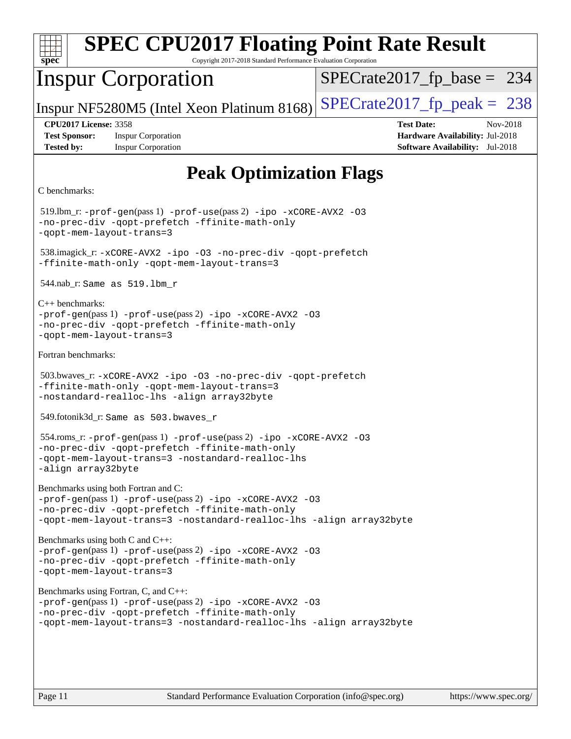# SPEC CPU2017 Floating Point Rate Result

Copyright 2017-2018 Standard Performance Evaluation Corporation

## Inspur Corporation

Inspur NF5280M5 (Intel Xeon Platinum 8168)

SPECrate2017_fp_base = 234

SPECrate2017_fp_peak = 238

**CPU2017 License:** 3358
**Test Sponsor:** Inspur Corporation
**Tested by:** Inspur Corporation

**Test Date:** Nov-2018
**Hardware Availability:** Jul-2018
**Software Availability:** Jul-2018

## Peak Optimization Flags

C benchmarks:

519.lbm_r: -prof-gen(pass 1) -prof-use(pass 2) -ipo -xCORE-AVX2 -O3 -no-prec-div -qopt-prefetch -ffinite-math-only -qopt-mem-layout-trans=3

538.imagick_r: -xCORE-AVX2 -ipo -O3 -no-prec-div -qopt-prefetch -ffinite-math-only -qopt-mem-layout-trans=3

544.nab_r: Same as 519.lbm_r

C++ benchmarks:
-prof-gen(pass 1) -prof-use(pass 2) -ipo -xCORE-AVX2 -O3 -no-prec-div -qopt-prefetch -ffinite-math-only -qopt-mem-layout-trans=3

Fortran benchmarks:

503.bwaves_r: -xCORE-AVX2 -ipo -O3 -no-prec-div -qopt-prefetch -ffinite-math-only -qopt-mem-layout-trans=3 -nostandard-realloc-lhs -align array32byte

549.fotonik3d_r: Same as 503.bwaves_r

554.roms_r: -prof-gen(pass 1) -prof-use(pass 2) -ipo -xCORE-AVX2 -O3 -no-prec-div -qopt-prefetch -ffinite-math-only -qopt-mem-layout-trans=3 -nostandard-realloc-lhs -align array32byte

Benchmarks using both Fortran and C:
-prof-gen(pass 1) -prof-use(pass 2) -ipo -xCORE-AVX2 -O3 -no-prec-div -qopt-prefetch -ffinite-math-only -qopt-mem-layout-trans=3 -nostandard-realloc-lhs -align array32byte

Benchmarks using both C and C++:
-prof-gen(pass 1) -prof-use(pass 2) -ipo -xCORE-AVX2 -O3 -no-prec-div -qopt-prefetch -ffinite-math-only -qopt-mem-layout-trans=3

Benchmarks using Fortran, C, and C++:
-prof-gen(pass 1) -prof-use(pass 2) -ipo -xCORE-AVX2 -O3 -no-prec-div -qopt-prefetch -ffinite-math-only -qopt-mem-layout-trans=3 -nostandard-realloc-lhs -align array32byte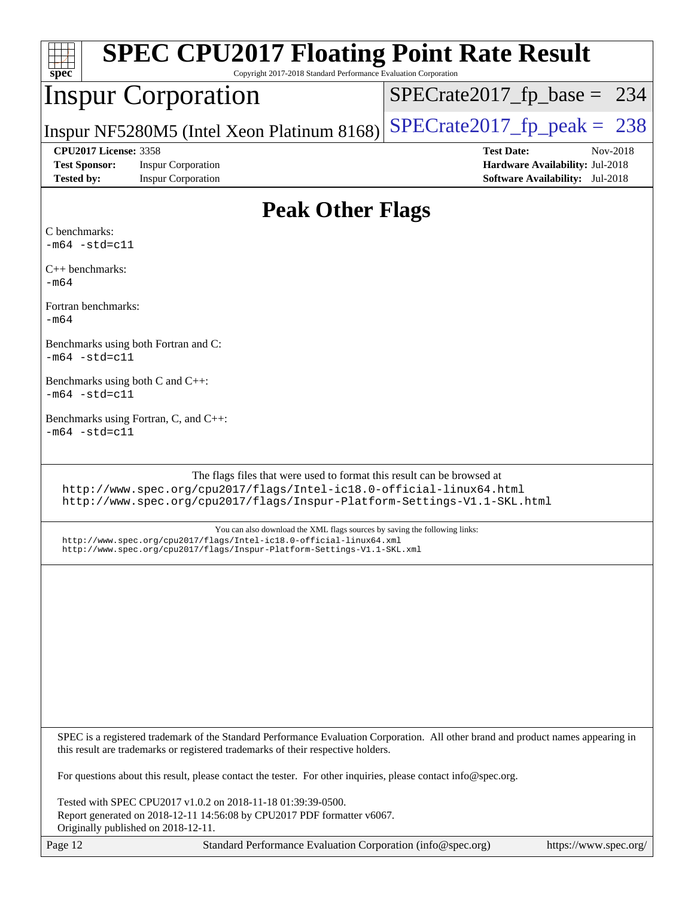## Peak Other Flags

C benchmarks:
-m64 -std=c11

C++ benchmarks:
-m64

Fortran benchmarks:
-m64

Benchmarks using both Fortran and C:
-m64 -std=c11

Benchmarks using both C and C++:
-m64 -std=c11

Benchmarks using Fortran, C, and C++:
-m64 -std=c11

The flags files that were used to format this result can be browsed at
http://www.spec.org/cpu2017/flags/Intel-ic18.0-official-linux64.html
http://www.spec.org/cpu2017/flags/Inspur-Platform-Settings-V1.1-SKL.html

You can also download the XML flags sources by saving the following links:
http://www.spec.org/cpu2017/flags/Intel-ic18.0-official-linux64.xml
http://www.spec.org/cpu2017/flags/Inspur-Platform-Settings-V1.1-SKL.xml

SPEC is a registered trademark of the Standard Performance Evaluation Corporation. All other brand and product names appearing in this result are trademarks or registered trademarks of their respective holders.

For questions about this result, please contact the tester. For other inquiries, please contact info@spec.org.

Tested with SPEC CPU2017 v1.0.2 on 2018-11-18 01:39:39-0500.
Report generated on 2018-12-11 14:56:08 by CPU2017 PDF formatter v6067.
Originally published on 2018-12-11.